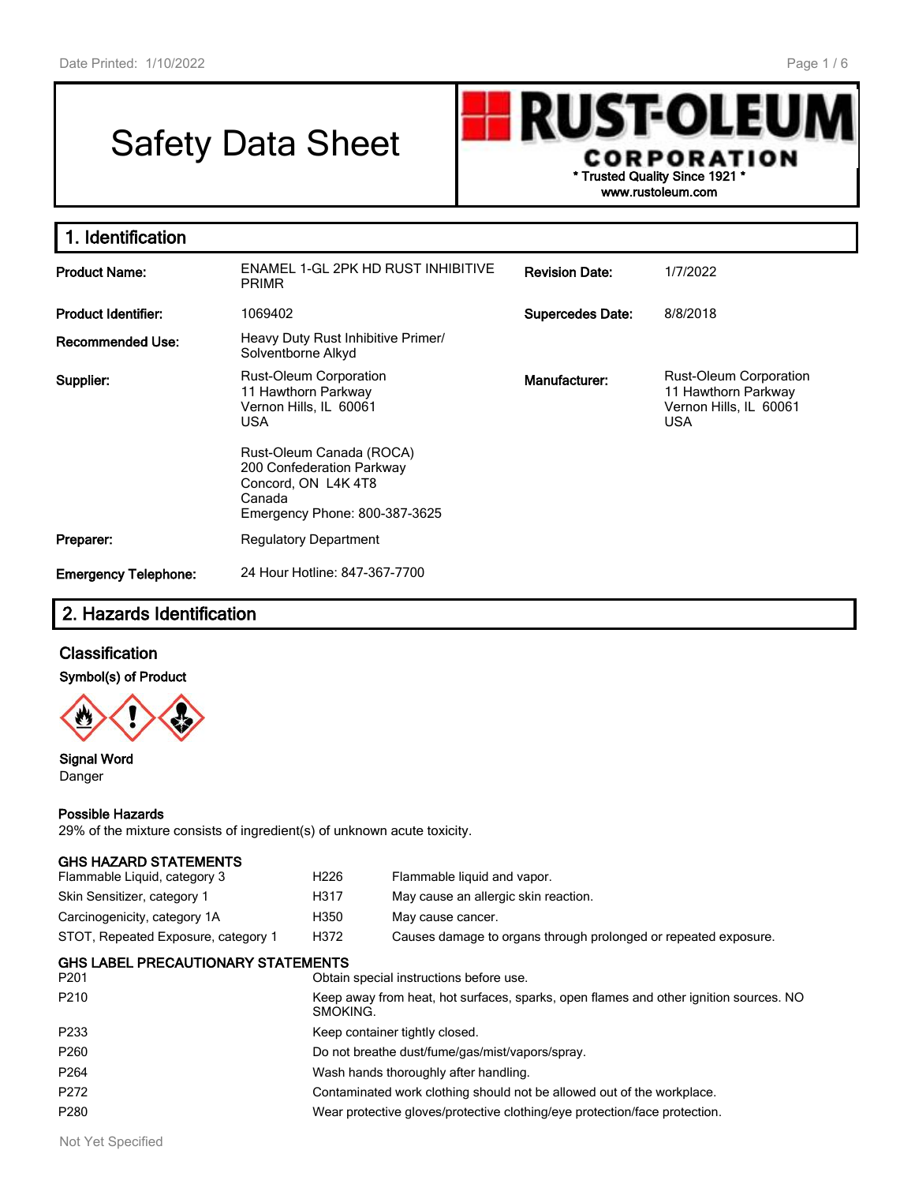# Safety Data Sheet

RUST-OLEUM CORPORATION
* Trusted Quality Since 1921 *
www.rustoleum.com

## 1. Identification

| | | | |
|---|---|---|---|
| **Product Name:** | ENAMEL 1-GL 2PK HD RUST INHIBITIVE PRIMR | **Revision Date:** | 1/7/2022 |
| **Product Identifier:** | 1069402 | **Supercedes Date:** | 8/8/2018 |
| **Recommended Use:** | Heavy Duty Rust Inhibitive Primer/ Solventborne Alkyd | | |
| **Supplier:** | Rust-Oleum Corporation<br>11 Hawthorn Parkway<br>Vernon Hills, IL 60061<br>USA<br><br>Rust-Oleum Canada (ROCA)<br>200 Confederation Parkway<br>Concord, ON L4K 4T8<br>Canada<br>Emergency Phone: 800-387-3625 | **Manufacturer:** | Rust-Oleum Corporation<br>11 Hawthorn Parkway<br>Vernon Hills, IL 60061<br>USA |
| **Preparer:** | Regulatory Department | | |
| **Emergency Telephone:** | 24 Hour Hotline: 847-367-7700 | | |

## 2. Hazards Identification

### Classification

**Symbol(s) of Product**

**Signal Word**
Danger

**Possible Hazards**
29% of the mixture consists of ingredient(s) of unknown acute toxicity.

**GHS HAZARD STATEMENTS**

| | | |
|---|---|---|
| Flammable Liquid, category 3 | H226 | Flammable liquid and vapor. |
| Skin Sensitizer, category 1 | H317 | May cause an allergic skin reaction. |
| Carcinogenicity, category 1A | H350 | May cause cancer. |
| STOT, Repeated Exposure, category 1 | H372 | Causes damage to organs through prolonged or repeated exposure. |

**GHS LABEL PRECAUTIONARY STATEMENTS**

| | |
|---|---|
| P201 | Obtain special instructions before use. |
| P210 | Keep away from heat, hot surfaces, sparks, open flames and other ignition sources. NO SMOKING. |
| P233 | Keep container tightly closed. |
| P260 | Do not breathe dust/fume/gas/mist/vapors/spray. |
| P264 | Wash hands thoroughly after handling. |
| P272 | Contaminated work clothing should not be allowed out of the workplace. |
| P280 | Wear protective gloves/protective clothing/eye protection/face protection. |

Not Yet Specified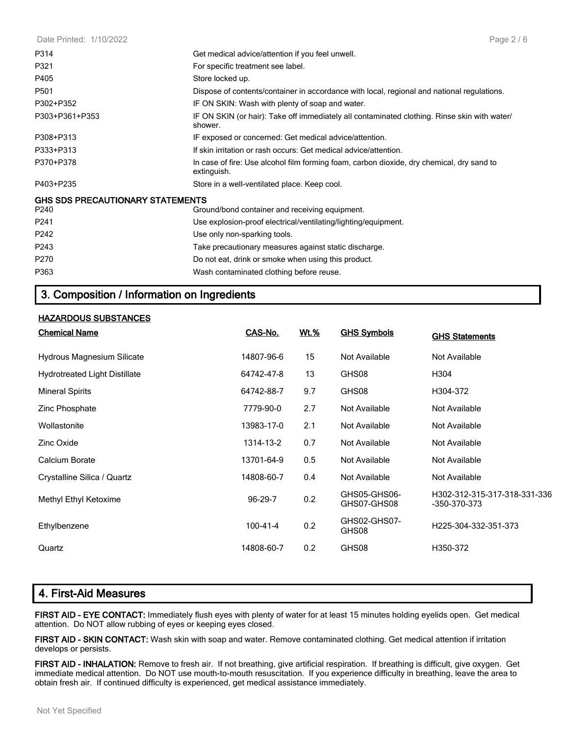| | |
|---|---|
| P314 | Get medical advice/attention if you feel unwell. |
| P321 | For specific treatment see label. |
| P405 | Store locked up. |
| P501 | Dispose of contents/container in accordance with local, regional and national regulations. |
| P302+P352 | IF ON SKIN: Wash with plenty of soap and water. |
| P303+P361+P353 | IF ON SKIN (or hair): Take off immediately all contaminated clothing. Rinse skin with water/ shower. |
| P308+P313 | IF exposed or concerned: Get medical advice/attention. |
| P333+P313 | If skin irritation or rash occurs: Get medical advice/attention. |
| P370+P378 | In case of fire: Use alcohol film forming foam, carbon dioxide, dry chemical, dry sand to extinguish. |
| P403+P235 | Store in a well-ventilated place. Keep cool. |

**GHS SDS PRECAUTIONARY STATEMENTS**

| | |
|---|---|
| P240 | Ground/bond container and receiving equipment. |
| P241 | Use explosion-proof electrical/ventilating/lighting/equipment. |
| P242 | Use only non-sparking tools. |
| P243 | Take precautionary measures against static discharge. |
| P270 | Do not eat, drink or smoke when using this product. |
| P363 | Wash contaminated clothing before reuse. |

## 3. Composition / Information on Ingredients

**HAZARDOUS SUBSTANCES**

| Chemical Name | CAS-No. | Wt.% | GHS Symbols | GHS Statements |
|---|---|---|---|---|
| Hydrous Magnesium Silicate | 14807-96-6 | 15 | Not Available | Not Available |
| Hydrotreated Light Distillate | 64742-47-8 | 13 | GHS08 | H304 |
| Mineral Spirits | 64742-88-7 | 9.7 | GHS08 | H304-372 |
| Zinc Phosphate | 7779-90-0 | 2.7 | Not Available | Not Available |
| Wollastonite | 13983-17-0 | 2.1 | Not Available | Not Available |
| Zinc Oxide | 1314-13-2 | 0.7 | Not Available | Not Available |
| Calcium Borate | 13701-64-9 | 0.5 | Not Available | Not Available |
| Crystalline Silica / Quartz | 14808-60-7 | 0.4 | Not Available | Not Available |
| Methyl Ethyl Ketoxime | 96-29-7 | 0.2 | GHS05-GHS06-GHS07-GHS08 | H302-312-315-317-318-331-336-350-370-373 |
| Ethylbenzene | 100-41-4 | 0.2 | GHS02-GHS07-GHS08 | H225-304-332-351-373 |
| Quartz | 14808-60-7 | 0.2 | GHS08 | H350-372 |

## 4. First-Aid Measures

**FIRST AID - EYE CONTACT:** Immediately flush eyes with plenty of water for at least 15 minutes holding eyelids open. Get medical attention. Do NOT allow rubbing of eyes or keeping eyes closed.

**FIRST AID - SKIN CONTACT:** Wash skin with soap and water. Remove contaminated clothing. Get medical attention if irritation develops or persists.

**FIRST AID - INHALATION:** Remove to fresh air. If not breathing, give artificial respiration. If breathing is difficult, give oxygen. Get immediate medical attention. Do NOT use mouth-to-mouth resuscitation. If you experience difficulty in breathing, leave the area to obtain fresh air. If continued difficulty is experienced, get medical assistance immediately.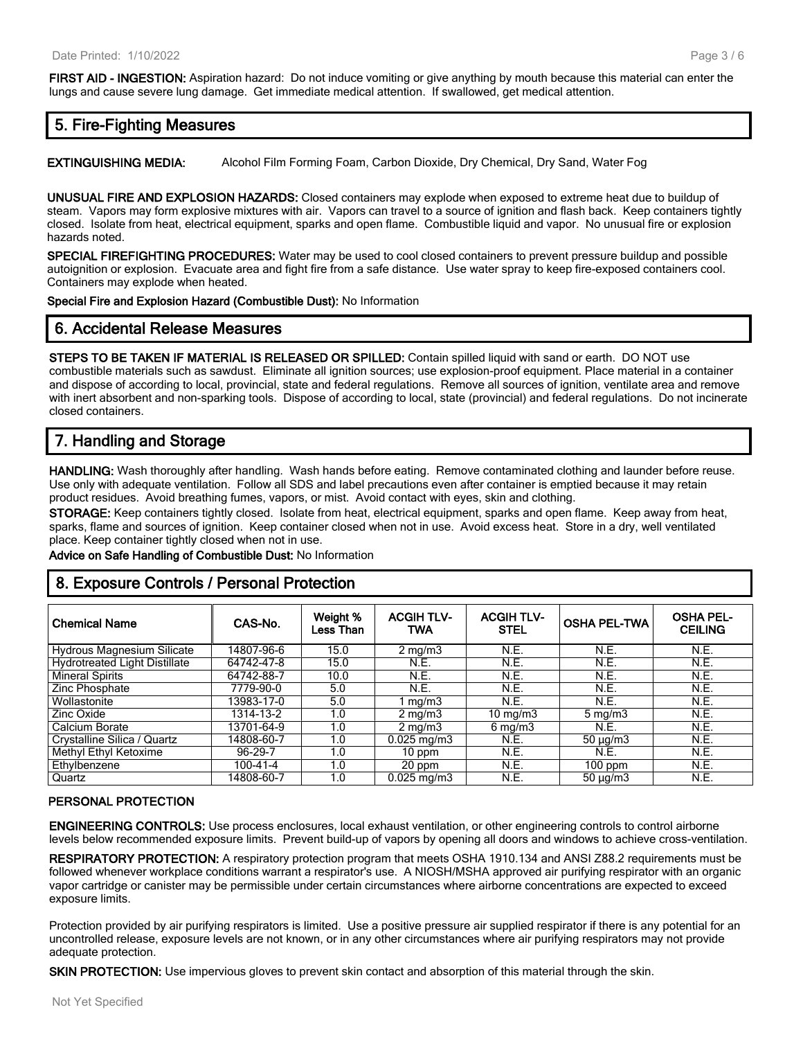**FIRST AID - INGESTION:** Aspiration hazard: Do not induce vomiting or give anything by mouth because this material can enter the lungs and cause severe lung damage. Get immediate medical attention. If swallowed, get medical attention.

## 5. Fire-Fighting Measures

**EXTINGUISHING MEDIA:** Alcohol Film Forming Foam, Carbon Dioxide, Dry Chemical, Dry Sand, Water Fog

**UNUSUAL FIRE AND EXPLOSION HAZARDS:** Closed containers may explode when exposed to extreme heat due to buildup of steam. Vapors may form explosive mixtures with air. Vapors can travel to a source of ignition and flash back. Keep containers tightly closed. Isolate from heat, electrical equipment, sparks and open flame. Combustible liquid and vapor. No unusual fire or explosion hazards noted.

**SPECIAL FIREFIGHTING PROCEDURES:** Water may be used to cool closed containers to prevent pressure buildup and possible autoignition or explosion. Evacuate area and fight fire from a safe distance. Use water spray to keep fire-exposed containers cool. Containers may explode when heated.

**Special Fire and Explosion Hazard (Combustible Dust):** No Information

## 6. Accidental Release Measures

**STEPS TO BE TAKEN IF MATERIAL IS RELEASED OR SPILLED:** Contain spilled liquid with sand or earth. DO NOT use combustible materials such as sawdust. Eliminate all ignition sources; use explosion-proof equipment. Place material in a container and dispose of according to local, provincial, state and federal regulations. Remove all sources of ignition, ventilate area and remove with inert absorbent and non-sparking tools. Dispose of according to local, state (provincial) and federal regulations. Do not incinerate closed containers.

## 7. Handling and Storage

**HANDLING:** Wash thoroughly after handling. Wash hands before eating. Remove contaminated clothing and launder before reuse. Use only with adequate ventilation. Follow all SDS and label precautions even after container is emptied because it may retain product residues. Avoid breathing fumes, vapors, or mist. Avoid contact with eyes, skin and clothing.

**STORAGE:** Keep containers tightly closed. Isolate from heat, electrical equipment, sparks and open flame. Keep away from heat, sparks, flame and sources of ignition. Keep container closed when not in use. Avoid excess heat. Store in a dry, well ventilated place. Keep container tightly closed when not in use.

**Advice on Safe Handling of Combustible Dust:** No Information

## 8. Exposure Controls / Personal Protection

| Chemical Name | CAS-No. | Weight % Less Than | ACGIH TLV-TWA | ACGIH TLV-STEL | OSHA PEL-TWA | OSHA PEL-CEILING |
|---|---|---|---|---|---|---|
| Hydrous Magnesium Silicate | 14807-96-6 | 15.0 | 2 mg/m3 | N.E. | N.E. | N.E. |
| Hydrotreated Light Distillate | 64742-47-8 | 15.0 | N.E. | N.E. | N.E. | N.E. |
| Mineral Spirits | 64742-88-7 | 10.0 | N.E. | N.E. | N.E. | N.E. |
| Zinc Phosphate | 7779-90-0 | 5.0 | N.E. | N.E. | N.E. | N.E. |
| Wollastonite | 13983-17-0 | 5.0 | 1 mg/m3 | N.E. | N.E. | N.E. |
| Zinc Oxide | 1314-13-2 | 1.0 | 2 mg/m3 | 10 mg/m3 | 5 mg/m3 | N.E. |
| Calcium Borate | 13701-64-9 | 1.0 | 2 mg/m3 | 6 mg/m3 | N.E. | N.E. |
| Crystalline Silica / Quartz | 14808-60-7 | 1.0 | 0.025 mg/m3 | N.E. | 50 µg/m3 | N.E. |
| Methyl Ethyl Ketoxime | 96-29-7 | 1.0 | 10 ppm | N.E. | N.E. | N.E. |
| Ethylbenzene | 100-41-4 | 1.0 | 20 ppm | N.E. | 100 ppm | N.E. |
| Quartz | 14808-60-7 | 1.0 | 0.025 mg/m3 | N.E. | 50 µg/m3 | N.E. |

### PERSONAL PROTECTION

**ENGINEERING CONTROLS:** Use process enclosures, local exhaust ventilation, or other engineering controls to control airborne levels below recommended exposure limits. Prevent build-up of vapors by opening all doors and windows to achieve cross-ventilation.

**RESPIRATORY PROTECTION:** A respiratory protection program that meets OSHA 1910.134 and ANSI Z88.2 requirements must be followed whenever workplace conditions warrant a respirator's use. A NIOSH/MSHA approved air purifying respirator with an organic vapor cartridge or canister may be permissible under certain circumstances where airborne concentrations are expected to exceed exposure limits.

Protection provided by air purifying respirators is limited. Use a positive pressure air supplied respirator if there is any potential for an uncontrolled release, exposure levels are not known, or in any other circumstances where air purifying respirators may not provide adequate protection.

**SKIN PROTECTION:** Use impervious gloves to prevent skin contact and absorption of this material through the skin.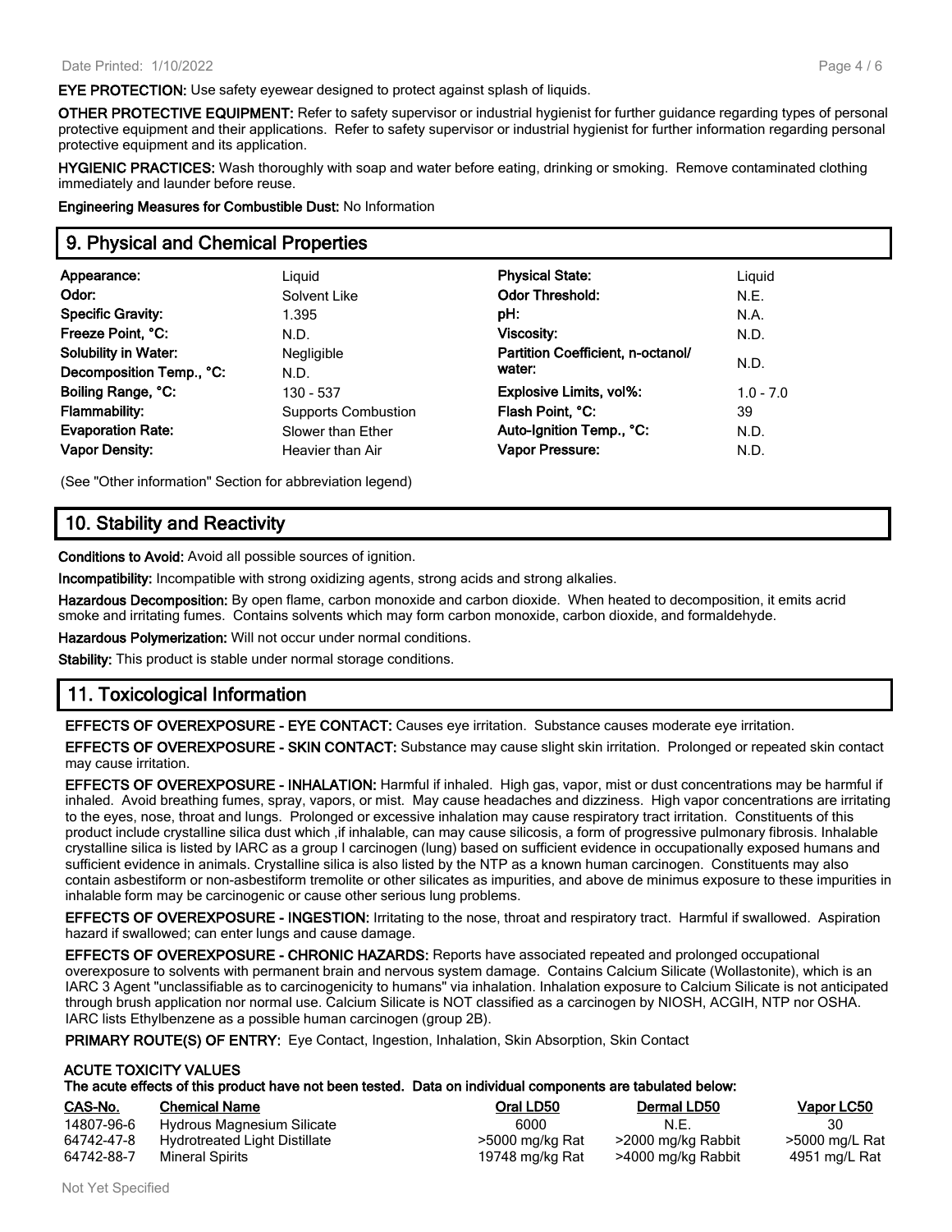**EYE PROTECTION:** Use safety eyewear designed to protect against splash of liquids.

**OTHER PROTECTIVE EQUIPMENT:** Refer to safety supervisor or industrial hygienist for further guidance regarding types of personal protective equipment and their applications. Refer to safety supervisor or industrial hygienist for further information regarding personal protective equipment and its application.

**HYGIENIC PRACTICES:** Wash thoroughly with soap and water before eating, drinking or smoking. Remove contaminated clothing immediately and launder before reuse.

**Engineering Measures for Combustible Dust:** No Information

## 9. Physical and Chemical Properties

| | | | |
|---|---|---|---|
| **Appearance:** | Liquid | **Physical State:** | Liquid |
| **Odor:** | Solvent Like | **Odor Threshold:** | N.E. |
| **Specific Gravity:** | 1.395 | **pH:** | N.A. |
| **Freeze Point, °C:** | N.D. | **Viscosity:** | N.D. |
| **Solubility in Water:** | Negligible | **Partition Coefficient, n-octanol/ water:** | N.D. |
| **Decomposition Temp., °C:** | N.D. | | |
| **Boiling Range, °C:** | 130 - 537 | **Explosive Limits, vol%:** | 1.0 - 7.0 |
| **Flammability:** | Supports Combustion | **Flash Point, °C:** | 39 |
| **Evaporation Rate:** | Slower than Ether | **Auto-Ignition Temp., °C:** | N.D. |
| **Vapor Density:** | Heavier than Air | **Vapor Pressure:** | N.D. |

(See "Other information" Section for abbreviation legend)

## 10. Stability and Reactivity

**Conditions to Avoid:** Avoid all possible sources of ignition.

**Incompatibility:** Incompatible with strong oxidizing agents, strong acids and strong alkalies.

**Hazardous Decomposition:** By open flame, carbon monoxide and carbon dioxide. When heated to decomposition, it emits acrid smoke and irritating fumes. Contains solvents which may form carbon monoxide, carbon dioxide, and formaldehyde.

**Hazardous Polymerization:** Will not occur under normal conditions.

**Stability:** This product is stable under normal storage conditions.

## 11. Toxicological Information

**EFFECTS OF OVEREXPOSURE - EYE CONTACT:** Causes eye irritation. Substance causes moderate eye irritation.

**EFFECTS OF OVEREXPOSURE - SKIN CONTACT:** Substance may cause slight skin irritation. Prolonged or repeated skin contact may cause irritation.

**EFFECTS OF OVEREXPOSURE - INHALATION:** Harmful if inhaled. High gas, vapor, mist or dust concentrations may be harmful if inhaled. Avoid breathing fumes, spray, vapors, or mist. May cause headaches and dizziness. High vapor concentrations are irritating to the eyes, nose, throat and lungs. Prolonged or excessive inhalation may cause respiratory tract irritation. Constituents of this product include crystalline silica dust which ,if inhalable, can may cause silicosis, a form of progressive pulmonary fibrosis. Inhalable crystalline silica is listed by IARC as a group I carcinogen (lung) based on sufficient evidence in occupationally exposed humans and sufficient evidence in animals. Crystalline silica is also listed by the NTP as a known human carcinogen. Constituents may also contain asbestiform or non-asbestiform tremolite or other silicates as impurities, and above de minimus exposure to these impurities in inhalable form may be carcinogenic or cause other serious lung problems.

**EFFECTS OF OVEREXPOSURE - INGESTION:** Irritating to the nose, throat and respiratory tract. Harmful if swallowed. Aspiration hazard if swallowed; can enter lungs and cause damage.

**EFFECTS OF OVEREXPOSURE - CHRONIC HAZARDS:** Reports have associated repeated and prolonged occupational overexposure to solvents with permanent brain and nervous system damage. Contains Calcium Silicate (Wollastonite), which is an IARC 3 Agent "unclassifiable as to carcinogenicity to humans" via inhalation. Inhalation exposure to Calcium Silicate is not anticipated through brush application nor normal use. Calcium Silicate is NOT classified as a carcinogen by NIOSH, ACGIH, NTP nor OSHA. IARC lists Ethylbenzene as a possible human carcinogen (group 2B).

**PRIMARY ROUTE(S) OF ENTRY:** Eye Contact, Ingestion, Inhalation, Skin Absorption, Skin Contact

**ACUTE TOXICITY VALUES**
**The acute effects of this product have not been tested. Data on individual components are tabulated below:**

| CAS-No. | Chemical Name | Oral LD50 | Dermal LD50 | Vapor LC50 |
|---|---|---|---|---|
| 14807-96-6 | Hydrous Magnesium Silicate | 6000 | N.E. | 30 |
| 64742-47-8 | Hydrotreated Light Distillate | >5000 mg/kg Rat | >2000 mg/kg Rabbit | >5000 mg/L Rat |
| 64742-88-7 | Mineral Spirits | 19748 mg/kg Rat | >4000 mg/kg Rabbit | 4951 mg/L Rat |

Not Yet Specified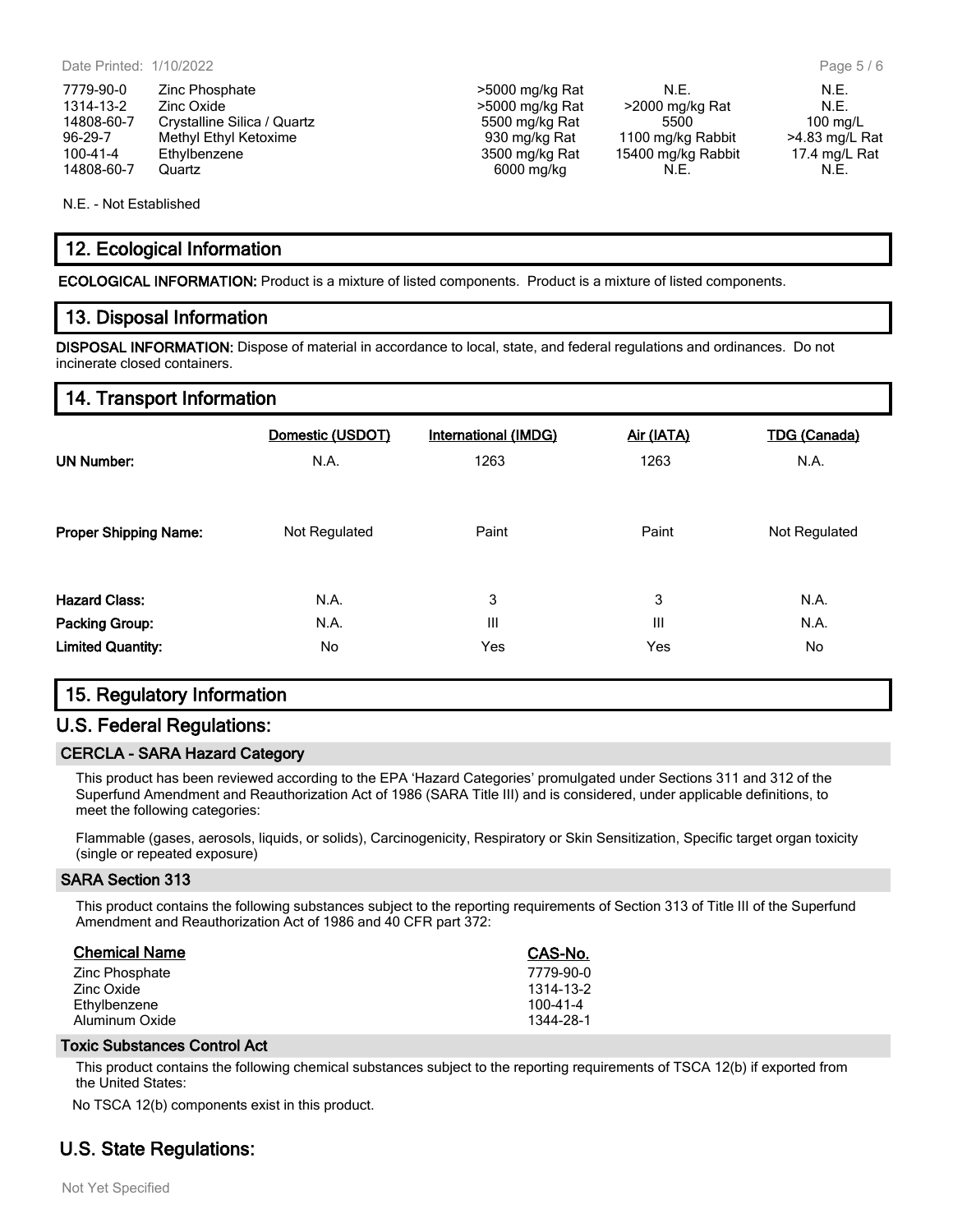| | | | | |
|---|---|---|---|---|
| 7779-90-0 | Zinc Phosphate | >5000 mg/kg Rat | N.E. | N.E. |
| 1314-13-2 | Zinc Oxide | >5000 mg/kg Rat | >2000 mg/kg Rat | N.E. |
| 14808-60-7 | Crystalline Silica / Quartz | 5500 mg/kg Rat | 5500 | 100 mg/L |
| 96-29-7 | Methyl Ethyl Ketoxime | 930 mg/kg Rat | 1100 mg/kg Rabbit | >4.83 mg/L Rat |
| 100-41-4 | Ethylbenzene | 3500 mg/kg Rat | 15400 mg/kg Rabbit | 17.4 mg/L Rat |
| 14808-60-7 | Quartz | 6000 mg/kg | N.E. | N.E. |

N.E. - Not Established

## 12. Ecological Information

**ECOLOGICAL INFORMATION:** Product is a mixture of listed components. Product is a mixture of listed components.

## 13. Disposal Information

**DISPOSAL INFORMATION:** Dispose of material in accordance to local, state, and federal regulations and ordinances. Do not incinerate closed containers.

## 14. Transport Information

| | Domestic (USDOT) | International (IMDG) | Air (IATA) | TDG (Canada) |
|---|---|---|---|---|
| **UN Number:** | N.A. | 1263 | 1263 | N.A. |
| **Proper Shipping Name:** | Not Regulated | Paint | Paint | Not Regulated |
| **Hazard Class:** | N.A. | 3 | 3 | N.A. |
| **Packing Group:** | N.A. | III | III | N.A. |
| **Limited Quantity:** | No | Yes | Yes | No |

## 15. Regulatory Information

## U.S. Federal Regulations:

### CERCLA - SARA Hazard Category

This product has been reviewed according to the EPA 'Hazard Categories' promulgated under Sections 311 and 312 of the Superfund Amendment and Reauthorization Act of 1986 (SARA Title III) and is considered, under applicable definitions, to meet the following categories:

Flammable (gases, aerosols, liquids, or solids), Carcinogenicity, Respiratory or Skin Sensitization, Specific target organ toxicity (single or repeated exposure)

### SARA Section 313

This product contains the following substances subject to the reporting requirements of Section 313 of Title III of the Superfund Amendment and Reauthorization Act of 1986 and 40 CFR part 372:

| Chemical Name | CAS-No. |
|---|---|
| Zinc Phosphate | 7779-90-0 |
| Zinc Oxide | 1314-13-2 |
| Ethylbenzene | 100-41-4 |
| Aluminum Oxide | 1344-28-1 |

### Toxic Substances Control Act

This product contains the following chemical substances subject to the reporting requirements of TSCA 12(b) if exported from the United States:

No TSCA 12(b) components exist in this product.

## U.S. State Regulations:

Not Yet Specified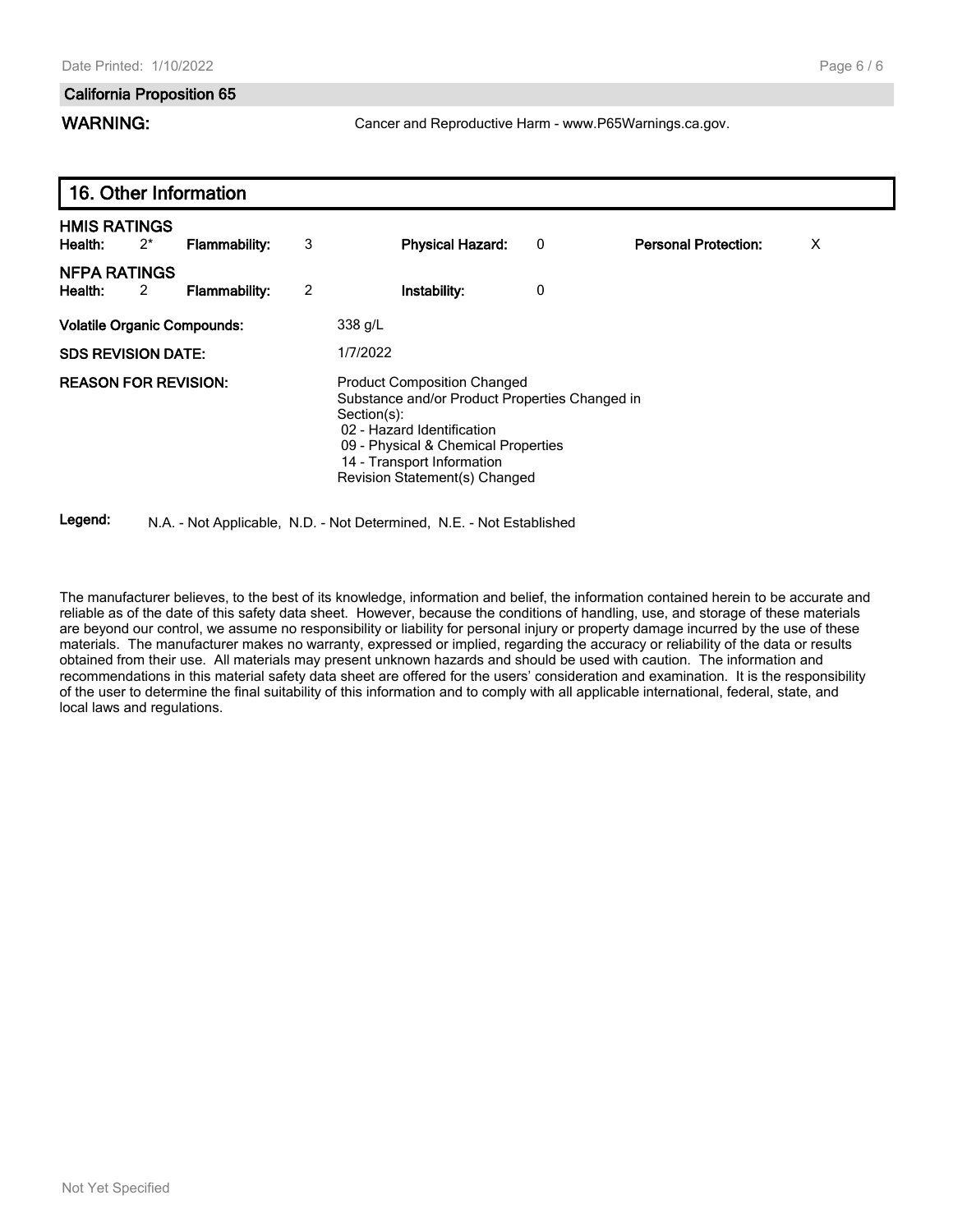### California Proposition 65

**WARNING:** Cancer and Reproductive Harm - www.P65Warnings.ca.gov.

## 16. Other Information

**HMIS RATINGS**

| | | | | | | | |
|---|---|---|---|---|---|---|---|
| **Health:** | 2* | **Flammability:** | 3 | **Physical Hazard:** | 0 | **Personal Protection:** | X |

**NFPA RATINGS**

| | | | | | |
|---|---|---|---|---|---|
| **Health:** | 2 | **Flammability:** | 2 | **Instability:** | 0 |

**Volatile Organic Compounds:** 338 g/L

**SDS REVISION DATE:** 1/7/2022

**REASON FOR REVISION:**
Product Composition Changed
Substance and/or Product Properties Changed in Section(s):
02 - Hazard Identification
09 - Physical & Chemical Properties
14 - Transport Information
Revision Statement(s) Changed

**Legend:** N.A. - Not Applicable, N.D. - Not Determined, N.E. - Not Established

The manufacturer believes, to the best of its knowledge, information and belief, the information contained herein to be accurate and reliable as of the date of this safety data sheet. However, because the conditions of handling, use, and storage of these materials are beyond our control, we assume no responsibility or liability for personal injury or property damage incurred by the use of these materials. The manufacturer makes no warranty, expressed or implied, regarding the accuracy or reliability of the data or results obtained from their use. All materials may present unknown hazards and should be used with caution. The information and recommendations in this material safety data sheet are offered for the users' consideration and examination. It is the responsibility of the user to determine the final suitability of this information and to comply with all applicable international, federal, state, and local laws and regulations.